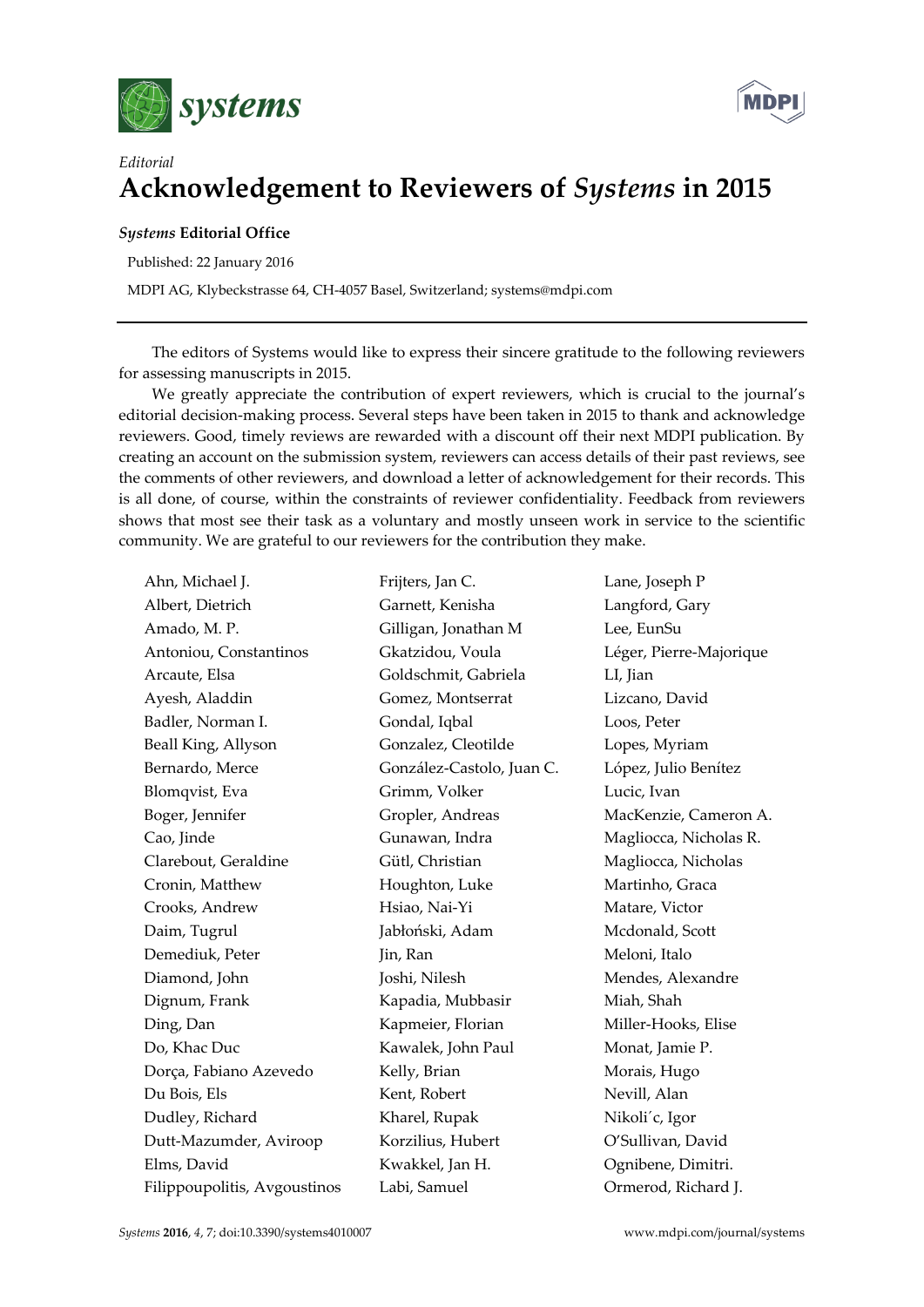*Editorial*

# Acknowledgement to Reviewers of *Systems* in 2015

***Systems* Editorial Office**

Published: 22 January 2016

MDPI AG, Klybeckstrasse 64, CH-4057 Basel, Switzerland; systems@mdpi.com

---

The editors of Systems would like to express their sincere gratitude to the following reviewers for assessing manuscripts in 2015.

We greatly appreciate the contribution of expert reviewers, which is crucial to the journal's editorial decision-making process. Several steps have been taken in 2015 to thank and acknowledge reviewers. Good, timely reviews are rewarded with a discount off their next MDPI publication. By creating an account on the submission system, reviewers can access details of their past reviews, see the comments of other reviewers, and download a letter of acknowledgement for their records. This is all done, of course, within the constraints of reviewer confidentiality. Feedback from reviewers shows that most see their task as a voluntary and mostly unseen work in service to the scientific community. We are grateful to our reviewers for the contribution they make.

Ahn, Michael J.
Albert, Dietrich
Amado, M. P.
Antoniou, Constantinos
Arcaute, Elsa
Ayesh, Aladdin
Badler, Norman I.
Beall King, Allyson
Bernardo, Merce
Blomqvist, Eva
Boger, Jennifer
Cao, Jinde
Clarebout, Geraldine
Cronin, Matthew
Crooks, Andrew
Daim, Tugrul
Demediuk, Peter
Diamond, John
Dignum, Frank
Ding, Dan
Do, Khac Duc
Dorça, Fabiano Azevedo
Du Bois, Els
Dudley, Richard
Dutt-Mazumder, Aviroop
Elms, David
Filippoupolitis, Avgoustinos
Frijters, Jan C.
Garnett, Kenisha
Gilligan, Jonathan M
Gkatzidou, Voula
Goldschmit, Gabriela
Gomez, Montserrat
Gondal, Iqbal
Gonzalez, Cleotilde
González-Castolo, Juan C.
Grimm, Volker
Gropler, Andreas
Gunawan, Indra
Gütl, Christian
Houghton, Luke
Hsiao, Nai-Yi
Jabłoński, Adam
Jin, Ran
Joshi, Nilesh
Kapadia, Mubbasir
Kapmeier, Florian
Kawalek, John Paul
Kelly, Brian
Kent, Robert
Kharel, Rupak
Korzilius, Hubert
Kwakkel, Jan H.
Labi, Samuel
Lane, Joseph P
Langford, Gary
Lee, EunSu
Léger, Pierre-Majorique
LI, Jian
Lizcano, David
Loos, Peter
Lopes, Myriam
López, Julio Benítez
Lucic, Ivan
MacKenzie, Cameron A.
Magliocca, Nicholas R.
Magliocca, Nicholas
Martinho, Graca
Matare, Victor
Mcdonald, Scott
Meloni, Italo
Mendes, Alexandre
Miah, Shah
Miller-Hooks, Elise
Monat, Jamie P.
Morais, Hugo
Nevill, Alan
Nikoli´c, Igor
O'Sullivan, David
Ognibene, Dimitri.
Ormerod, Richard J.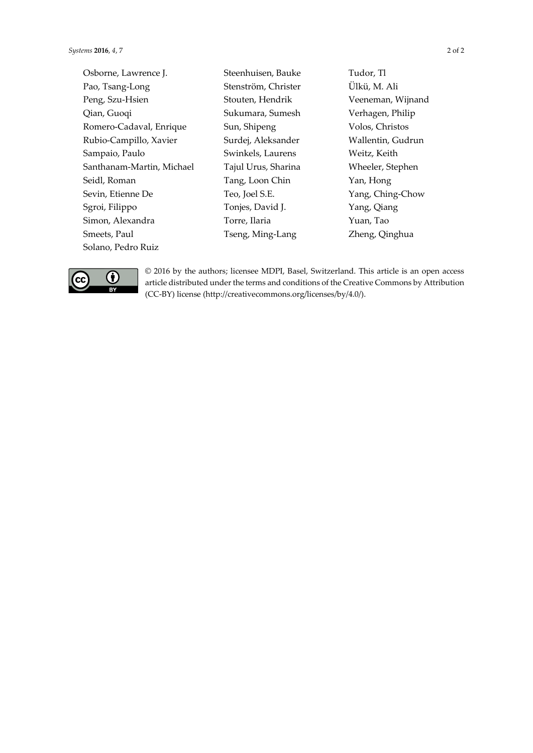Osborne, Lawrence J.
Pao, Tsang-Long
Peng, Szu-Hsien
Qian, Guoqi
Romero-Cadaval, Enrique
Rubio-Campillo, Xavier
Sampaio, Paulo
Santhanam-Martin, Michael
Seidl, Roman
Sevin, Etienne De
Sgroi, Filippo
Simon, Alexandra
Smeets, Paul
Solano, Pedro Ruiz
Steenhuisen, Bauke
Stenström, Christer
Stouten, Hendrik
Sukumara, Sumesh
Sun, Shipeng
Surdej, Aleksander
Swinkels, Laurens
Tajul Urus, Sharina
Tang, Loon Chin
Teo, Joel S.E.
Tonjes, David J.
Torre, Ilaria
Tseng, Ming-Lang
Tudor, Tl
Ülkü, M. Ali
Veeneman, Wijnand
Verhagen, Philip
Volos, Christos
Wallentin, Gudrun
Weitz, Keith
Wheeler, Stephen
Yan, Hong
Yang, Ching-Chow
Yang, Qiang
Yuan, Tao
Zheng, Qinghua

© 2016 by the authors; licensee MDPI, Basel, Switzerland. This article is an open access article distributed under the terms and conditions of the Creative Commons by Attribution (CC-BY) license (http://creativecommons.org/licenses/by/4.0/).